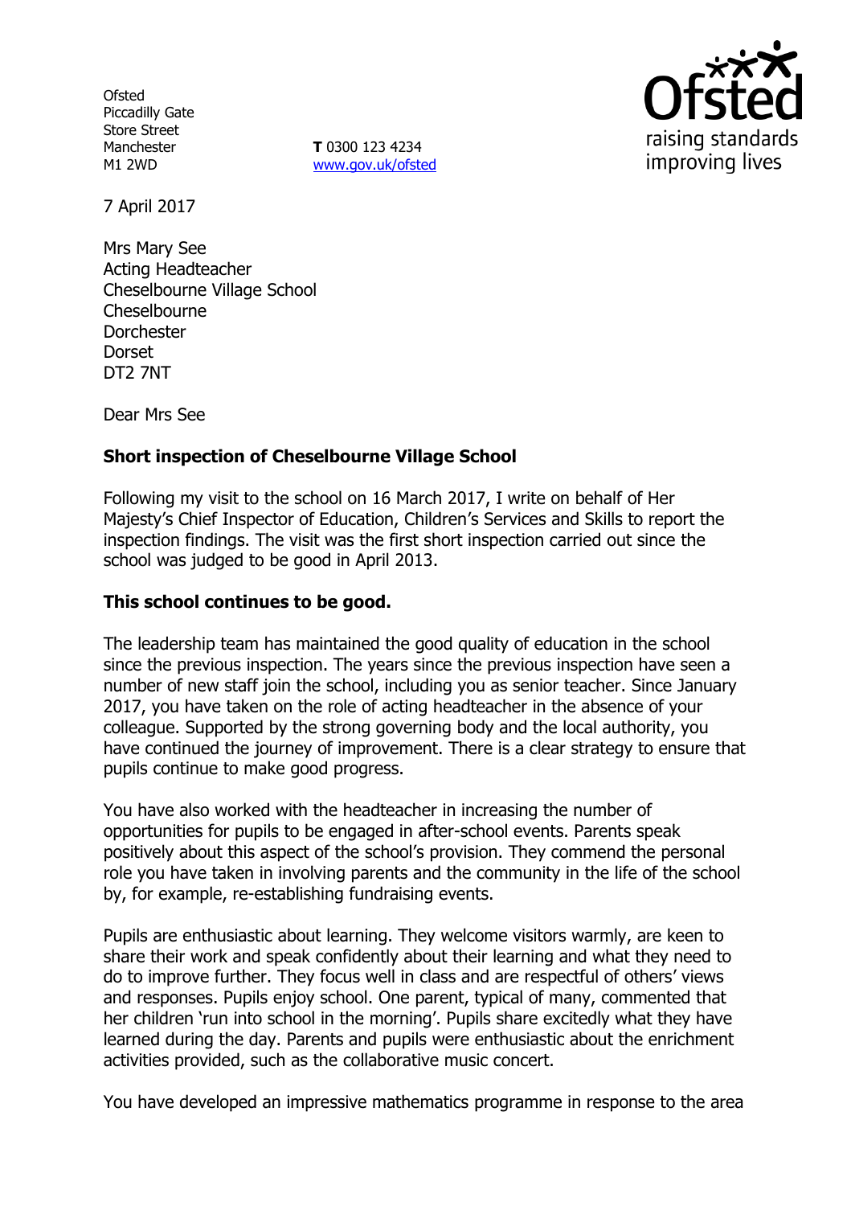Ofsted
Piccadilly Gate
Store Street
Manchester
M1 2WD

**T** 0300 123 4234
www.gov.uk/ofsted

7 April 2017

Mrs Mary See
Acting Headteacher
Cheselbourne Village School
Cheselbourne
Dorchester
Dorset
DT2 7NT

Dear Mrs See

**Short inspection of Cheselbourne Village School**

Following my visit to the school on 16 March 2017, I write on behalf of Her Majesty's Chief Inspector of Education, Children's Services and Skills to report the inspection findings. The visit was the first short inspection carried out since the school was judged to be good in April 2013.

**This school continues to be good.**

The leadership team has maintained the good quality of education in the school since the previous inspection. The years since the previous inspection have seen a number of new staff join the school, including you as senior teacher. Since January 2017, you have taken on the role of acting headteacher in the absence of your colleague. Supported by the strong governing body and the local authority, you have continued the journey of improvement. There is a clear strategy to ensure that pupils continue to make good progress.

You have also worked with the headteacher in increasing the number of opportunities for pupils to be engaged in after-school events. Parents speak positively about this aspect of the school's provision. They commend the personal role you have taken in involving parents and the community in the life of the school by, for example, re-establishing fundraising events.

Pupils are enthusiastic about learning. They welcome visitors warmly, are keen to share their work and speak confidently about their learning and what they need to do to improve further. They focus well in class and are respectful of others' views and responses. Pupils enjoy school. One parent, typical of many, commented that her children 'run into school in the morning'. Pupils share excitedly what they have learned during the day. Parents and pupils were enthusiastic about the enrichment activities provided, such as the collaborative music concert.

You have developed an impressive mathematics programme in response to the area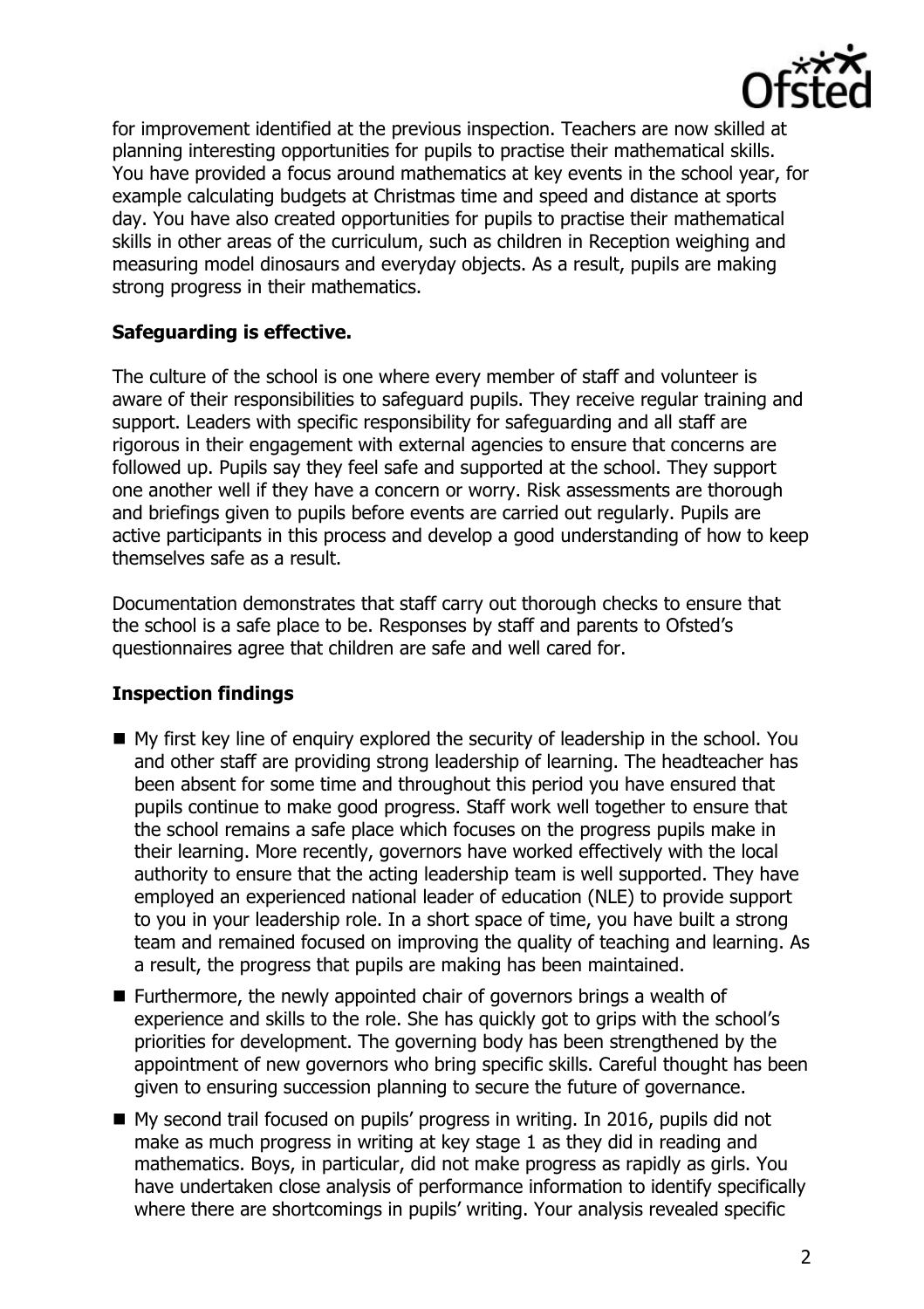for improvement identified at the previous inspection. Teachers are now skilled at planning interesting opportunities for pupils to practise their mathematical skills. You have provided a focus around mathematics at key events in the school year, for example calculating budgets at Christmas time and speed and distance at sports day. You have also created opportunities for pupils to practise their mathematical skills in other areas of the curriculum, such as children in Reception weighing and measuring model dinosaurs and everyday objects. As a result, pupils are making strong progress in their mathematics.

**Safeguarding is effective.**

The culture of the school is one where every member of staff and volunteer is aware of their responsibilities to safeguard pupils. They receive regular training and support. Leaders with specific responsibility for safeguarding and all staff are rigorous in their engagement with external agencies to ensure that concerns are followed up. Pupils say they feel safe and supported at the school. They support one another well if they have a concern or worry. Risk assessments are thorough and briefings given to pupils before events are carried out regularly. Pupils are active participants in this process and develop a good understanding of how to keep themselves safe as a result.

Documentation demonstrates that staff carry out thorough checks to ensure that the school is a safe place to be. Responses by staff and parents to Ofsted's questionnaires agree that children are safe and well cared for.

**Inspection findings**

- My first key line of enquiry explored the security of leadership in the school. You and other staff are providing strong leadership of learning. The headteacher has been absent for some time and throughout this period you have ensured that pupils continue to make good progress. Staff work well together to ensure that the school remains a safe place which focuses on the progress pupils make in their learning. More recently, governors have worked effectively with the local authority to ensure that the acting leadership team is well supported. They have employed an experienced national leader of education (NLE) to provide support to you in your leadership role. In a short space of time, you have built a strong team and remained focused on improving the quality of teaching and learning. As a result, the progress that pupils are making has been maintained.
- Furthermore, the newly appointed chair of governors brings a wealth of experience and skills to the role. She has quickly got to grips with the school's priorities for development. The governing body has been strengthened by the appointment of new governors who bring specific skills. Careful thought has been given to ensuring succession planning to secure the future of governance.
- My second trail focused on pupils' progress in writing. In 2016, pupils did not make as much progress in writing at key stage 1 as they did in reading and mathematics. Boys, in particular, did not make progress as rapidly as girls. You have undertaken close analysis of performance information to identify specifically where there are shortcomings in pupils' writing. Your analysis revealed specific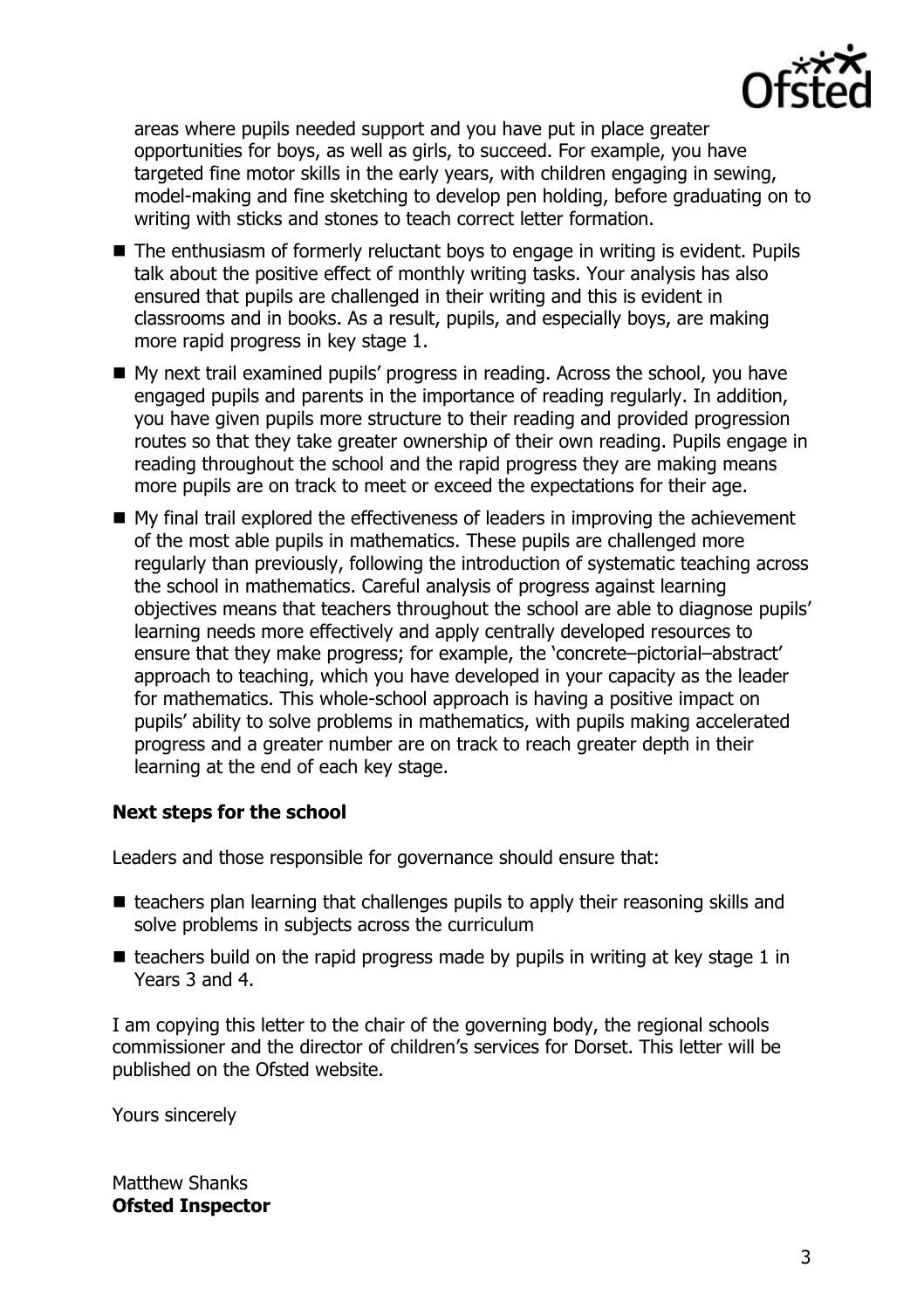areas where pupils needed support and you have put in place greater opportunities for boys, as well as girls, to succeed. For example, you have targeted fine motor skills in the early years, with children engaging in sewing, model-making and fine sketching to develop pen holding, before graduating on to writing with sticks and stones to teach correct letter formation.

- The enthusiasm of formerly reluctant boys to engage in writing is evident. Pupils talk about the positive effect of monthly writing tasks. Your analysis has also ensured that pupils are challenged in their writing and this is evident in classrooms and in books. As a result, pupils, and especially boys, are making more rapid progress in key stage 1.
- My next trail examined pupils' progress in reading. Across the school, you have engaged pupils and parents in the importance of reading regularly. In addition, you have given pupils more structure to their reading and provided progression routes so that they take greater ownership of their own reading. Pupils engage in reading throughout the school and the rapid progress they are making means more pupils are on track to meet or exceed the expectations for their age.
- My final trail explored the effectiveness of leaders in improving the achievement of the most able pupils in mathematics. These pupils are challenged more regularly than previously, following the introduction of systematic teaching across the school in mathematics. Careful analysis of progress against learning objectives means that teachers throughout the school are able to diagnose pupils' learning needs more effectively and apply centrally developed resources to ensure that they make progress; for example, the 'concrete–pictorial–abstract' approach to teaching, which you have developed in your capacity as the leader for mathematics. This whole-school approach is having a positive impact on pupils' ability to solve problems in mathematics, with pupils making accelerated progress and a greater number are on track to reach greater depth in their learning at the end of each key stage.

**Next steps for the school**

Leaders and those responsible for governance should ensure that:

- teachers plan learning that challenges pupils to apply their reasoning skills and solve problems in subjects across the curriculum
- teachers build on the rapid progress made by pupils in writing at key stage 1 in Years 3 and 4.

I am copying this letter to the chair of the governing body, the regional schools commissioner and the director of children's services for Dorset. This letter will be published on the Ofsted website.

Yours sincerely

Matthew Shanks
**Ofsted Inspector**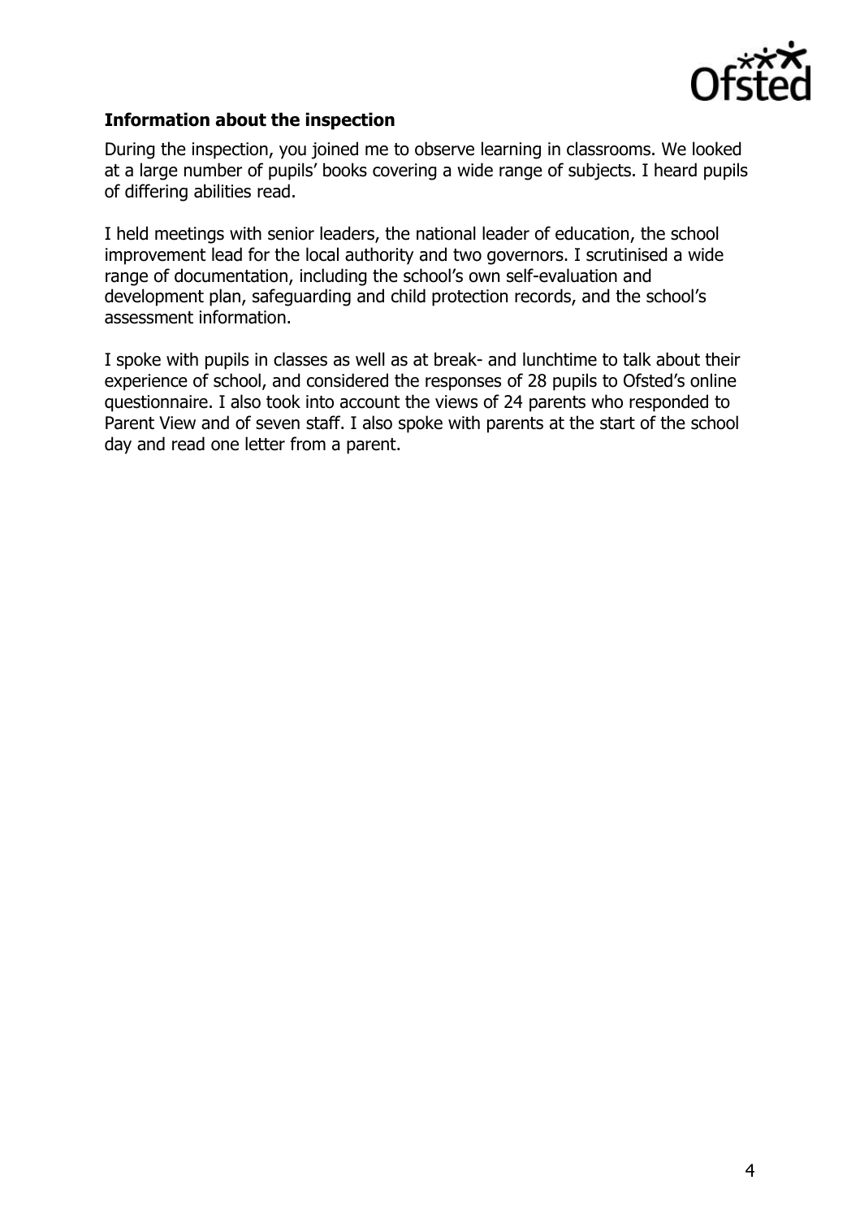**Information about the inspection**

During the inspection, you joined me to observe learning in classrooms. We looked at a large number of pupils' books covering a wide range of subjects. I heard pupils of differing abilities read.

I held meetings with senior leaders, the national leader of education, the school improvement lead for the local authority and two governors. I scrutinised a wide range of documentation, including the school's own self-evaluation and development plan, safeguarding and child protection records, and the school's assessment information.

I spoke with pupils in classes as well as at break- and lunchtime to talk about their experience of school, and considered the responses of 28 pupils to Ofsted's online questionnaire. I also took into account the views of 24 parents who responded to Parent View and of seven staff. I also spoke with parents at the start of the school day and read one letter from a parent.